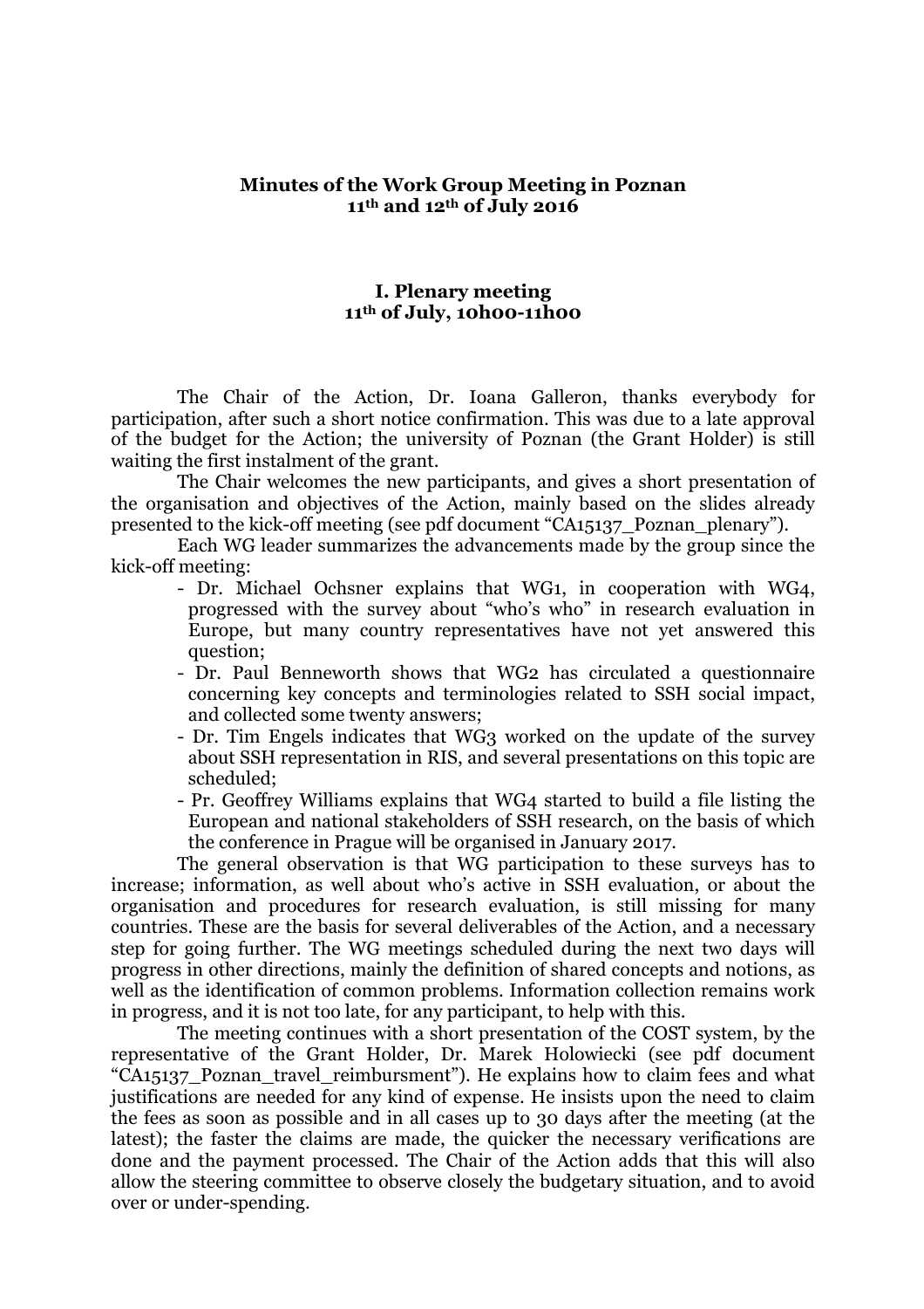**Minutes of the Work Group Meeting in Poznan**
**11th and 12th of July 2016**

## I. Plenary meeting
**11th of July, 10h00-11h00**

The Chair of the Action, Dr. Ioana Galleron, thanks everybody for participation, after such a short notice confirmation. This was due to a late approval of the budget for the Action; the university of Poznan (the Grant Holder) is still waiting the first instalment of the grant.

The Chair welcomes the new participants, and gives a short presentation of the organisation and objectives of the Action, mainly based on the slides already presented to the kick-off meeting (see pdf document "CA15137_Poznan_plenary").

Each WG leader summarizes the advancements made by the group since the kick-off meeting:

- Dr. Michael Ochsner explains that WG1, in cooperation with WG4, progressed with the survey about "who's who" in research evaluation in Europe, but many country representatives have not yet answered this question;
- Dr. Paul Benneworth shows that WG2 has circulated a questionnaire concerning key concepts and terminologies related to SSH social impact, and collected some twenty answers;
- Dr. Tim Engels indicates that WG3 worked on the update of the survey about SSH representation in RIS, and several presentations on this topic are scheduled;
- Pr. Geoffrey Williams explains that WG4 started to build a file listing the European and national stakeholders of SSH research, on the basis of which the conference in Prague will be organised in January 2017.

The general observation is that WG participation to these surveys has to increase; information, as well about who's active in SSH evaluation, or about the organisation and procedures for research evaluation, is still missing for many countries. These are the basis for several deliverables of the Action, and a necessary step for going further. The WG meetings scheduled during the next two days will progress in other directions, mainly the definition of shared concepts and notions, as well as the identification of common problems. Information collection remains work in progress, and it is not too late, for any participant, to help with this.

The meeting continues with a short presentation of the COST system, by the representative of the Grant Holder, Dr. Marek Holowiecki (see pdf document "CA15137_Poznan_travel_reimbursment"). He explains how to claim fees and what justifications are needed for any kind of expense. He insists upon the need to claim the fees as soon as possible and in all cases up to 30 days after the meeting (at the latest); the faster the claims are made, the quicker the necessary verifications are done and the payment processed. The Chair of the Action adds that this will also allow the steering committee to observe closely the budgetary situation, and to avoid over or under-spending.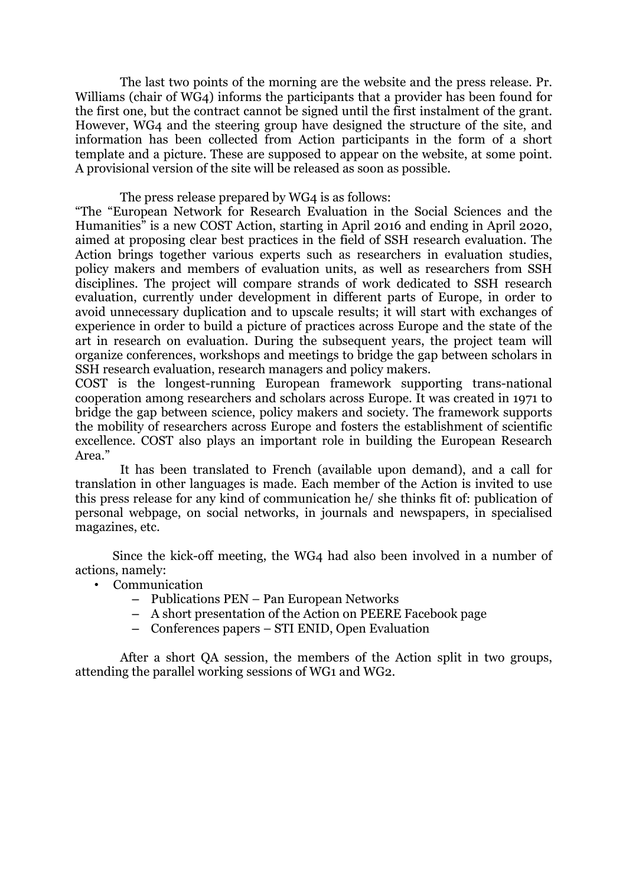The last two points of the morning are the website and the press release. Pr. Williams (chair of WG4) informs the participants that a provider has been found for the first one, but the contract cannot be signed until the first instalment of the grant. However, WG4 and the steering group have designed the structure of the site, and information has been collected from Action participants in the form of a short template and a picture. These are supposed to appear on the website, at some point. A provisional version of the site will be released as soon as possible.

The press release prepared by WG4 is as follows:

"The "European Network for Research Evaluation in the Social Sciences and the Humanities" is a new COST Action, starting in April 2016 and ending in April 2020, aimed at proposing clear best practices in the field of SSH research evaluation. The Action brings together various experts such as researchers in evaluation studies, policy makers and members of evaluation units, as well as researchers from SSH disciplines. The project will compare strands of work dedicated to SSH research evaluation, currently under development in different parts of Europe, in order to avoid unnecessary duplication and to upscale results; it will start with exchanges of experience in order to build a picture of practices across Europe and the state of the art in research on evaluation. During the subsequent years, the project team will organize conferences, workshops and meetings to bridge the gap between scholars in SSH research evaluation, research managers and policy makers.

COST is the longest-running European framework supporting trans-national cooperation among researchers and scholars across Europe. It was created in 1971 to bridge the gap between science, policy makers and society. The framework supports the mobility of researchers across Europe and fosters the establishment of scientific excellence. COST also plays an important role in building the European Research Area."

It has been translated to French (available upon demand), and a call for translation in other languages is made. Each member of the Action is invited to use this press release for any kind of communication he/ she thinks fit of: publication of personal webpage, on social networks, in journals and newspapers, in specialised magazines, etc.

Since the kick-off meeting, the WG4 had also been involved in a number of actions, namely:

- Communication
  - Publications PEN – Pan European Networks
  - A short presentation of the Action on PEERE Facebook page
  - Conferences papers – STI ENID, Open Evaluation

After a short QA session, the members of the Action split in two groups, attending the parallel working sessions of WG1 and WG2.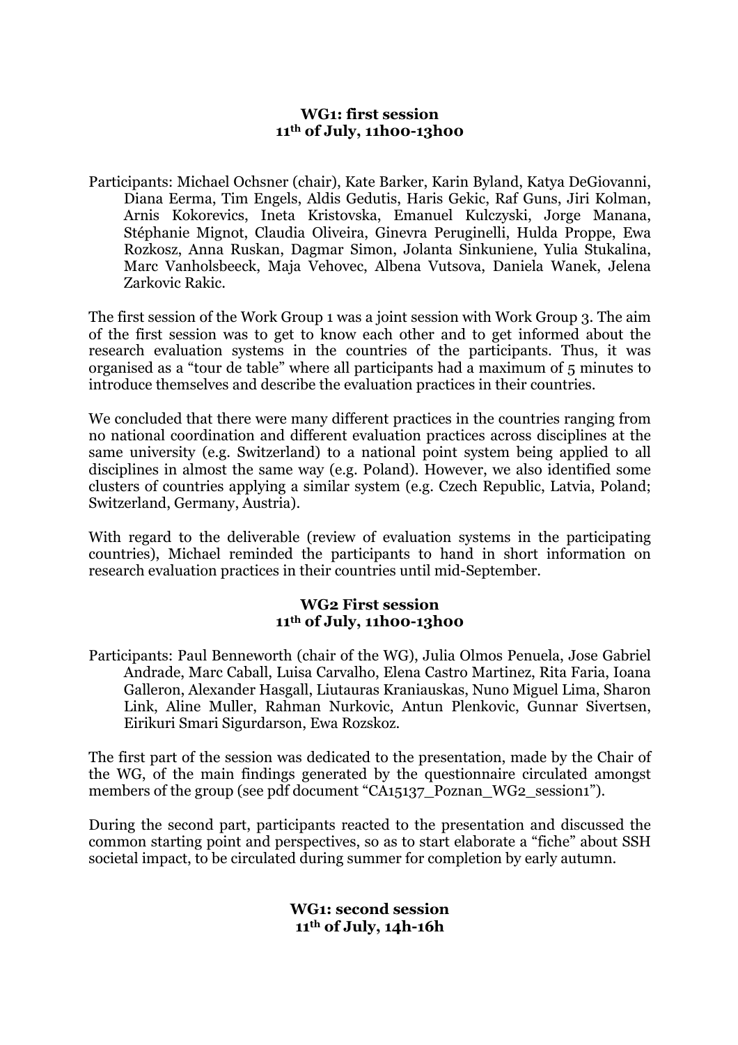**WG1: first session**
**11th of July, 11h00-13h00**

Participants: Michael Ochsner (chair), Kate Barker, Karin Byland, Katya DeGiovanni, Diana Eerma, Tim Engels, Aldis Gedutis, Haris Gekic, Raf Guns, Jiri Kolman, Arnis Kokorevics, Ineta Kristovska, Emanuel Kulczyski, Jorge Manana, Stéphanie Mignot, Claudia Oliveira, Ginevra Peruginelli, Hulda Proppe, Ewa Rozkosz, Anna Ruskan, Dagmar Simon, Jolanta Sinkuniene, Yulia Stukalina, Marc Vanholsbeeck, Maja Vehovec, Albena Vutsova, Daniela Wanek, Jelena Zarkovic Rakic.

The first session of the Work Group 1 was a joint session with Work Group 3. The aim of the first session was to get to know each other and to get informed about the research evaluation systems in the countries of the participants. Thus, it was organised as a "tour de table" where all participants had a maximum of 5 minutes to introduce themselves and describe the evaluation practices in their countries.

We concluded that there were many different practices in the countries ranging from no national coordination and different evaluation practices across disciplines at the same university (e.g. Switzerland) to a national point system being applied to all disciplines in almost the same way (e.g. Poland). However, we also identified some clusters of countries applying a similar system (e.g. Czech Republic, Latvia, Poland; Switzerland, Germany, Austria).

With regard to the deliverable (review of evaluation systems in the participating countries), Michael reminded the participants to hand in short information on research evaluation practices in their countries until mid-September.

**WG2 First session**
**11th of July, 11h00-13h00**

Participants: Paul Benneworth (chair of the WG), Julia Olmos Penuela, Jose Gabriel Andrade, Marc Caball, Luisa Carvalho, Elena Castro Martinez, Rita Faria, Ioana Galleron, Alexander Hasgall, Liutauras Kraniauskas, Nuno Miguel Lima, Sharon Link, Aline Muller, Rahman Nurkovic, Antun Plenkovic, Gunnar Sivertsen, Eirikuri Smari Sigurdarson, Ewa Rozskoz.

The first part of the session was dedicated to the presentation, made by the Chair of the WG, of the main findings generated by the questionnaire circulated amongst members of the group (see pdf document "CA15137_Poznan_WG2_session1").

During the second part, participants reacted to the presentation and discussed the common starting point and perspectives, so as to start elaborate a "fiche" about SSH societal impact, to be circulated during summer for completion by early autumn.

**WG1: second session**
**11th of July, 14h-16h**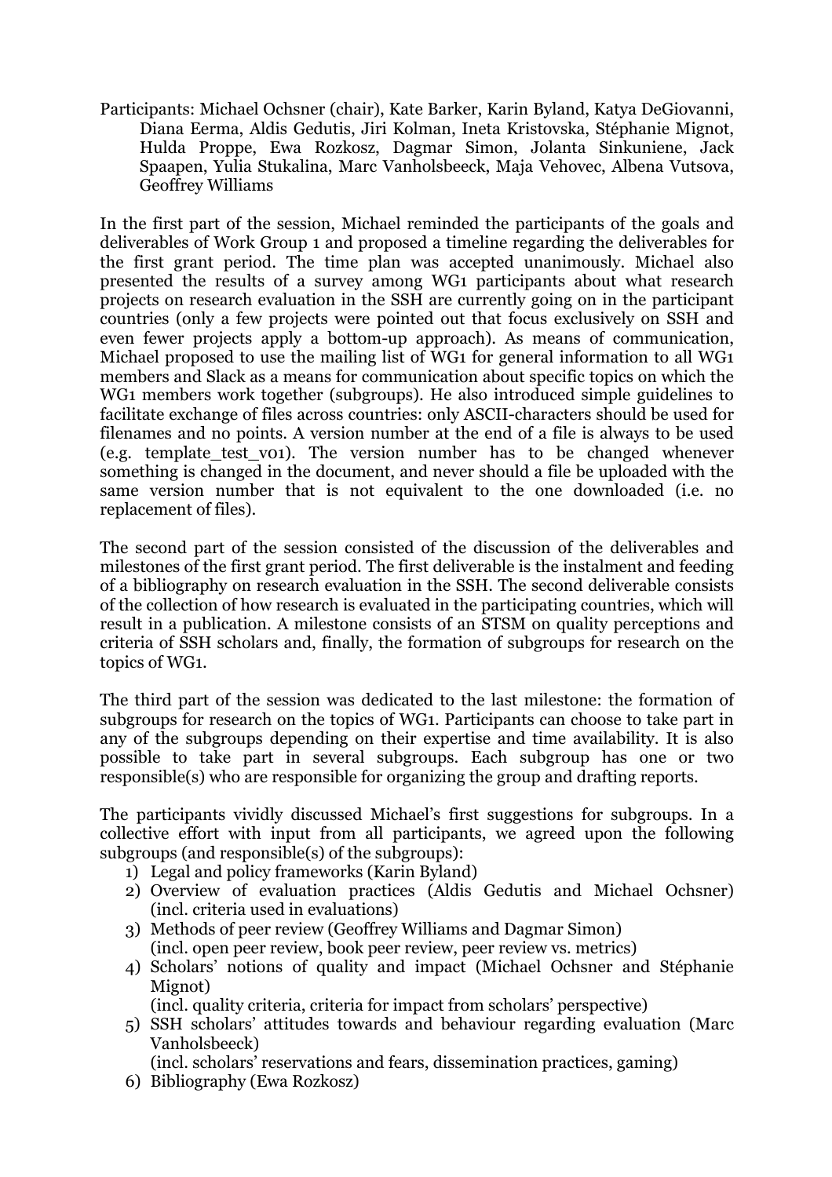Participants: Michael Ochsner (chair), Kate Barker, Karin Byland, Katya DeGiovanni, Diana Eerma, Aldis Gedutis, Jiri Kolman, Ineta Kristovska, Stéphanie Mignot, Hulda Proppe, Ewa Rozkosz, Dagmar Simon, Jolanta Sinkuniene, Jack Spaapen, Yulia Stukalina, Marc Vanholsbeeck, Maja Vehovec, Albena Vutsova, Geoffrey Williams

In the first part of the session, Michael reminded the participants of the goals and deliverables of Work Group 1 and proposed a timeline regarding the deliverables for the first grant period. The time plan was accepted unanimously. Michael also presented the results of a survey among WG1 participants about what research projects on research evaluation in the SSH are currently going on in the participant countries (only a few projects were pointed out that focus exclusively on SSH and even fewer projects apply a bottom-up approach). As means of communication, Michael proposed to use the mailing list of WG1 for general information to all WG1 members and Slack as a means for communication about specific topics on which the WG1 members work together (subgroups). He also introduced simple guidelines to facilitate exchange of files across countries: only ASCII-characters should be used for filenames and no points. A version number at the end of a file is always to be used (e.g. template_test_v01). The version number has to be changed whenever something is changed in the document, and never should a file be uploaded with the same version number that is not equivalent to the one downloaded (i.e. no replacement of files).

The second part of the session consisted of the discussion of the deliverables and milestones of the first grant period. The first deliverable is the instalment and feeding of a bibliography on research evaluation in the SSH. The second deliverable consists of the collection of how research is evaluated in the participating countries, which will result in a publication. A milestone consists of an STSM on quality perceptions and criteria of SSH scholars and, finally, the formation of subgroups for research on the topics of WG1.

The third part of the session was dedicated to the last milestone: the formation of subgroups for research on the topics of WG1. Participants can choose to take part in any of the subgroups depending on their expertise and time availability. It is also possible to take part in several subgroups. Each subgroup has one or two responsible(s) who are responsible for organizing the group and drafting reports.

The participants vividly discussed Michael's first suggestions for subgroups. In a collective effort with input from all participants, we agreed upon the following subgroups (and responsible(s) of the subgroups):

1) Legal and policy frameworks (Karin Byland)
2) Overview of evaluation practices (Aldis Gedutis and Michael Ochsner) (incl. criteria used in evaluations)
3) Methods of peer review (Geoffrey Williams and Dagmar Simon) (incl. open peer review, book peer review, peer review vs. metrics)
4) Scholars' notions of quality and impact (Michael Ochsner and Stéphanie Mignot) (incl. quality criteria, criteria for impact from scholars' perspective)
5) SSH scholars' attitudes towards and behaviour regarding evaluation (Marc Vanholsbeeck) (incl. scholars' reservations and fears, dissemination practices, gaming)
6) Bibliography (Ewa Rozkosz)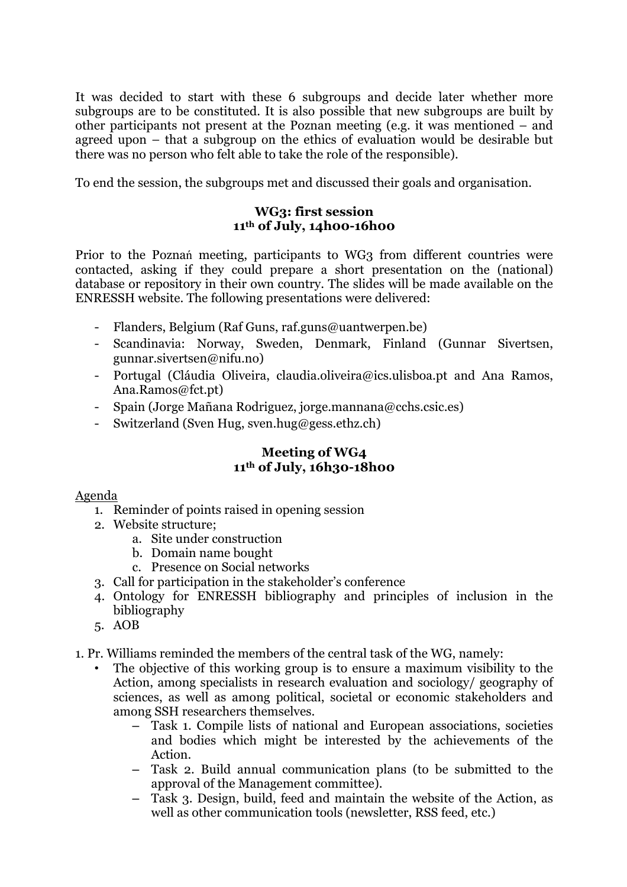It was decided to start with these 6 subgroups and decide later whether more subgroups are to be constituted. It is also possible that new subgroups are built by other participants not present at the Poznan meeting (e.g. it was mentioned – and agreed upon – that a subgroup on the ethics of evaluation would be desirable but there was no person who felt able to take the role of the responsible).

To end the session, the subgroups met and discussed their goals and organisation.

**WG3: first session**
**11th of July, 14h00-16h00**

Prior to the Poznań meeting, participants to WG3 from different countries were contacted, asking if they could prepare a short presentation on the (national) database or repository in their own country. The slides will be made available on the ENRESSH website. The following presentations were delivered:

- Flanders, Belgium (Raf Guns, raf.guns@uantwerpen.be)
- Scandinavia: Norway, Sweden, Denmark, Finland (Gunnar Sivertsen, gunnar.sivertsen@nifu.no)
- Portugal (Cláudia Oliveira, claudia.oliveira@ics.ulisboa.pt and Ana Ramos, Ana.Ramos@fct.pt)
- Spain (Jorge Mañana Rodriguez, jorge.mannana@cchs.csic.es)
- Switzerland (Sven Hug, sven.hug@gess.ethz.ch)

**Meeting of WG4**
**11th of July, 16h30-18h00**

<u>Agenda</u>

1. Reminder of points raised in opening session
2. Website structure;
   a. Site under construction
   b. Domain name bought
   c. Presence on Social networks
3. Call for participation in the stakeholder's conference
4. Ontology for ENRESSH bibliography and principles of inclusion in the bibliography
5. AOB

1. Pr. Williams reminded the members of the central task of the WG, namely:
   - The objective of this working group is to ensure a maximum visibility to the Action, among specialists in research evaluation and sociology/ geography of sciences, as well as among political, societal or economic stakeholders and among SSH researchers themselves.
     - Task 1. Compile lists of national and European associations, societies and bodies which might be interested by the achievements of the Action.
     - Task 2. Build annual communication plans (to be submitted to the approval of the Management committee).
     - Task 3. Design, build, feed and maintain the website of the Action, as well as other communication tools (newsletter, RSS feed, etc.)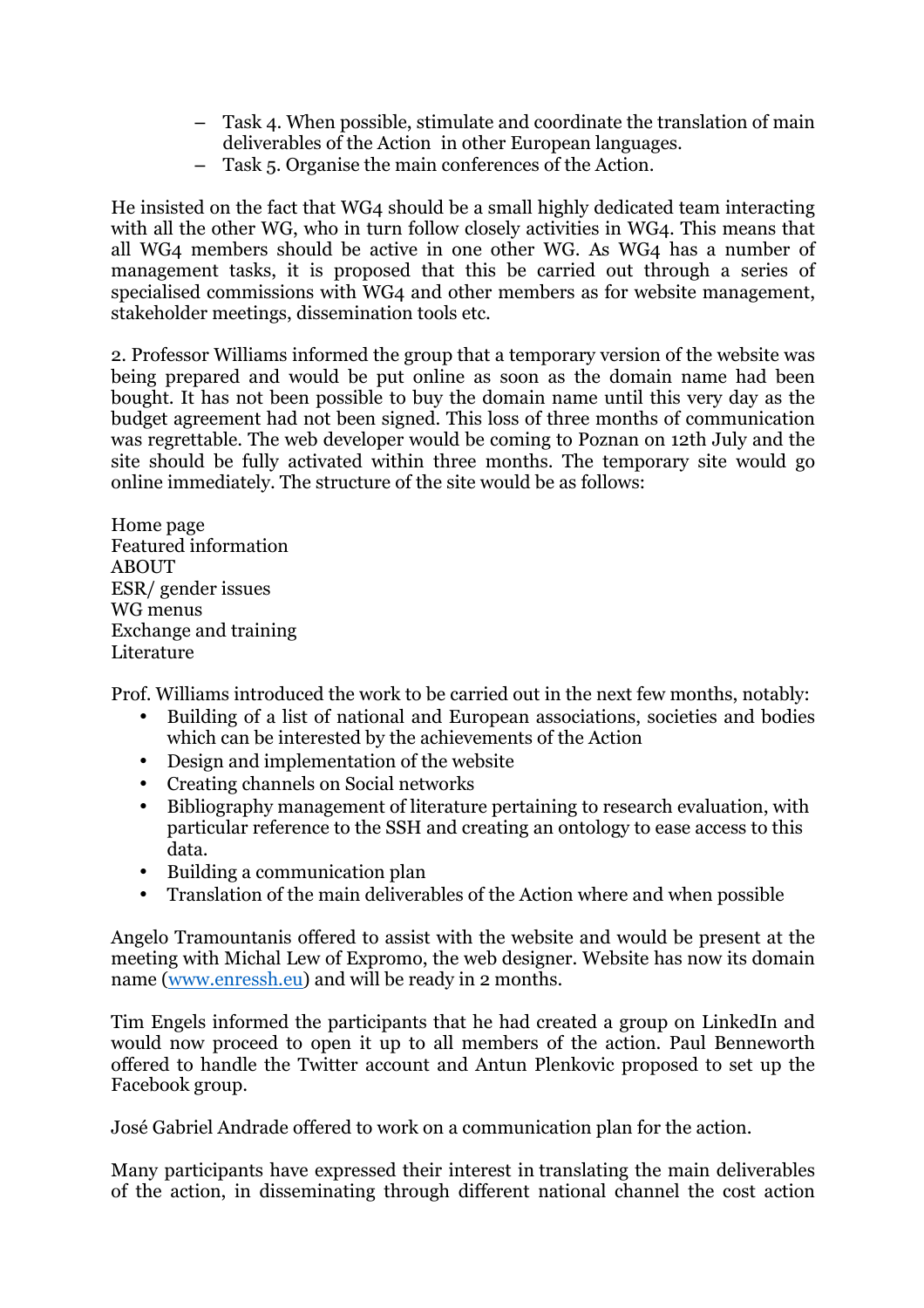- Task 4. When possible, stimulate and coordinate the translation of main deliverables of the Action in other European languages.
- Task 5. Organise the main conferences of the Action.

He insisted on the fact that WG4 should be a small highly dedicated team interacting with all the other WG, who in turn follow closely activities in WG4. This means that all WG4 members should be active in one other WG. As WG4 has a number of management tasks, it is proposed that this be carried out through a series of specialised commissions with WG4 and other members as for website management, stakeholder meetings, dissemination tools etc.

2. Professor Williams informed the group that a temporary version of the website was being prepared and would be put online as soon as the domain name had been bought. It has not been possible to buy the domain name until this very day as the budget agreement had not been signed. This loss of three months of communication was regrettable. The web developer would be coming to Poznan on 12th July and the site should be fully activated within three months. The temporary site would go online immediately. The structure of the site would be as follows:

Home page
Featured information
ABOUT
ESR/ gender issues
WG menus
Exchange and training
Literature

Prof. Williams introduced the work to be carried out in the next few months, notably:

- Building of a list of national and European associations, societies and bodies which can be interested by the achievements of the Action
- Design and implementation of the website
- Creating channels on Social networks
- Bibliography management of literature pertaining to research evaluation, with particular reference to the SSH and creating an ontology to ease access to this data.
- Building a communication plan
- Translation of the main deliverables of the Action where and when possible

Angelo Tramountanis offered to assist with the website and would be present at the meeting with Michal Lew of Expromo, the web designer. Website has now its domain name (www.enressh.eu) and will be ready in 2 months.

Tim Engels informed the participants that he had created a group on LinkedIn and would now proceed to open it up to all members of the action. Paul Benneworth offered to handle the Twitter account and Antun Plenkovic proposed to set up the Facebook group.

José Gabriel Andrade offered to work on a communication plan for the action.

Many participants have expressed their interest in translating the main deliverables of the action, in disseminating through different national channel the cost action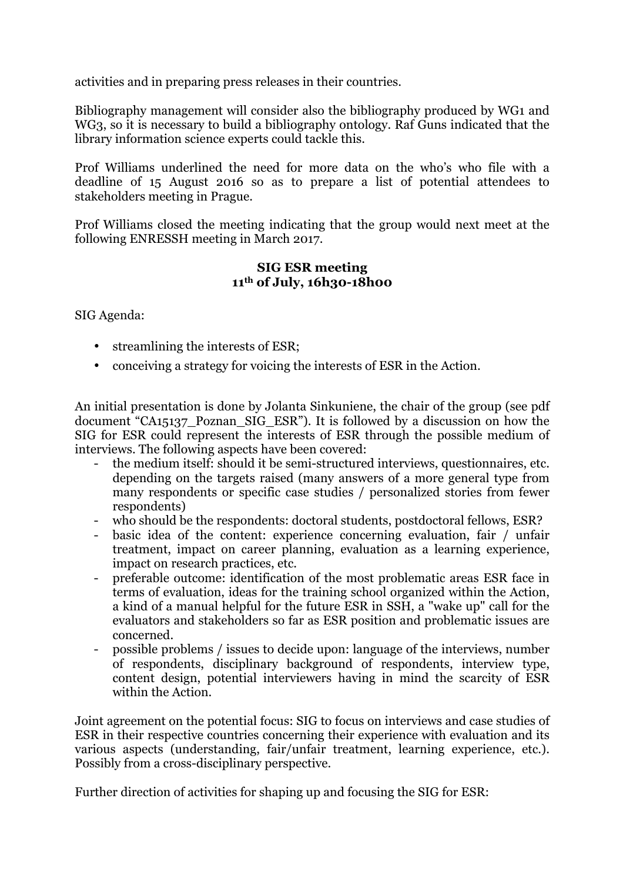activities and in preparing press releases in their countries.

Bibliography management will consider also the bibliography produced by WG1 and WG3, so it is necessary to build a bibliography ontology. Raf Guns indicated that the library information science experts could tackle this.

Prof Williams underlined the need for more data on the who's who file with a deadline of 15 August 2016 so as to prepare a list of potential attendees to stakeholders meeting in Prague.

Prof Williams closed the meeting indicating that the group would next meet at the following ENRESSH meeting in March 2017.

**SIG ESR meeting**
**11th of July, 16h30-18h00**

SIG Agenda:

- streamlining the interests of ESR;
- conceiving a strategy for voicing the interests of ESR in the Action.

An initial presentation is done by Jolanta Sinkuniene, the chair of the group (see pdf document "CA15137_Poznan_SIG_ESR"). It is followed by a discussion on how the SIG for ESR could represent the interests of ESR through the possible medium of interviews. The following aspects have been covered:

- the medium itself: should it be semi-structured interviews, questionnaires, etc. depending on the targets raised (many answers of a more general type from many respondents or specific case studies / personalized stories from fewer respondents)
- who should be the respondents: doctoral students, postdoctoral fellows, ESR?
- basic idea of the content: experience concerning evaluation, fair / unfair treatment, impact on career planning, evaluation as a learning experience, impact on research practices, etc.
- preferable outcome: identification of the most problematic areas ESR face in terms of evaluation, ideas for the training school organized within the Action, a kind of a manual helpful for the future ESR in SSH, a "wake up" call for the evaluators and stakeholders so far as ESR position and problematic issues are concerned.
- possible problems / issues to decide upon: language of the interviews, number of respondents, disciplinary background of respondents, interview type, content design, potential interviewers having in mind the scarcity of ESR within the Action.

Joint agreement on the potential focus: SIG to focus on interviews and case studies of ESR in their respective countries concerning their experience with evaluation and its various aspects (understanding, fair/unfair treatment, learning experience, etc.). Possibly from a cross-disciplinary perspective.

Further direction of activities for shaping up and focusing the SIG for ESR: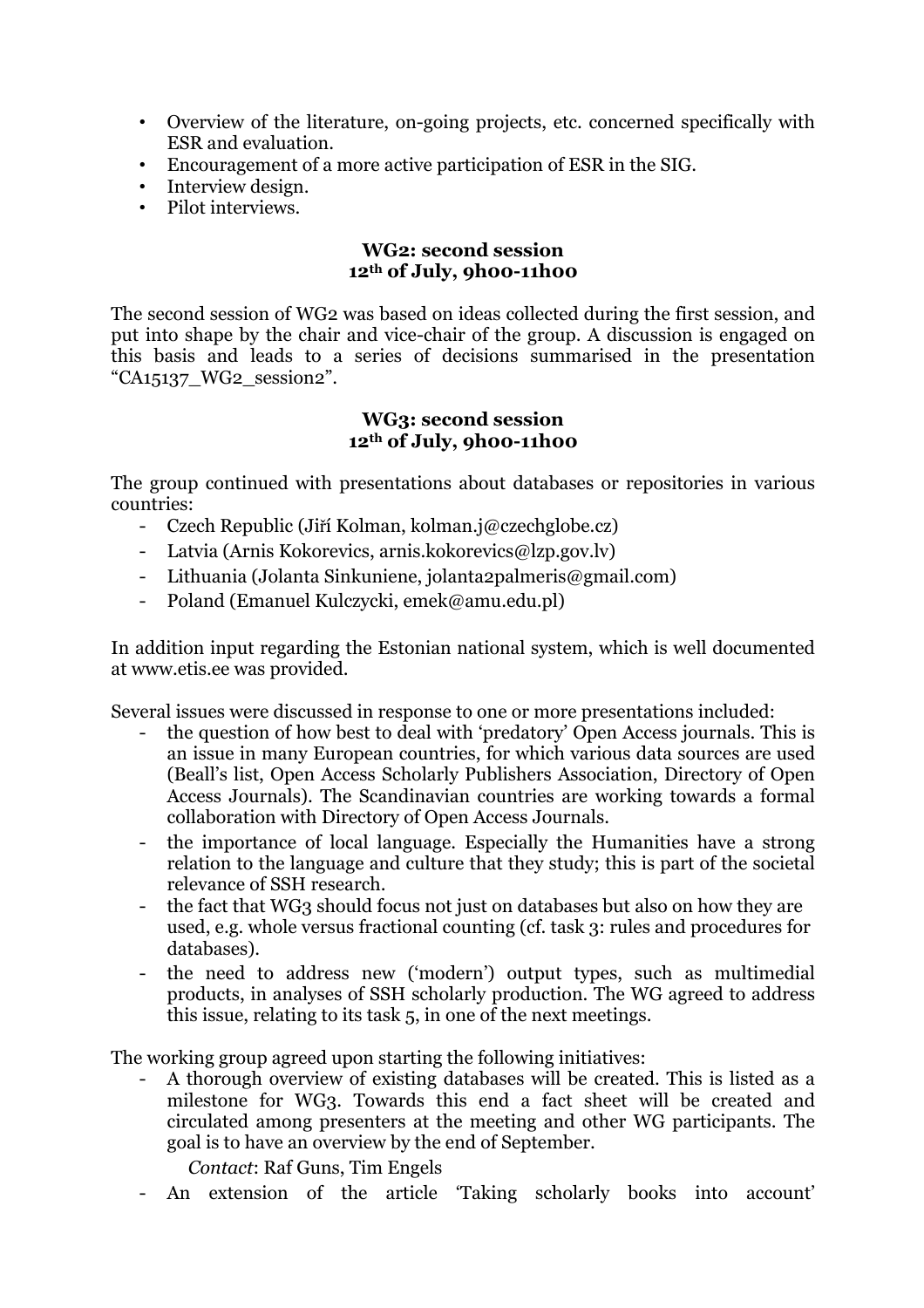- Overview of the literature, on-going projects, etc. concerned specifically with ESR and evaluation.
- Encouragement of a more active participation of ESR in the SIG.
- Interview design.
- Pilot interviews.

**WG2: second session**
**12th of July, 9h00-11h00**

The second session of WG2 was based on ideas collected during the first session, and put into shape by the chair and vice-chair of the group. A discussion is engaged on this basis and leads to a series of decisions summarised in the presentation "CA15137_WG2_session2".

**WG3: second session**
**12th of July, 9h00-11h00**

The group continued with presentations about databases or repositories in various countries:

- Czech Republic (Jiří Kolman, kolman.j@czechglobe.cz)
- Latvia (Arnis Kokorevics, arnis.kokorevics@lzp.gov.lv)
- Lithuania (Jolanta Sinkuniene, jolanta2palmeris@gmail.com)
- Poland (Emanuel Kulczycki, emek@amu.edu.pl)

In addition input regarding the Estonian national system, which is well documented at www.etis.ee was provided.

Several issues were discussed in response to one or more presentations included:

- the question of how best to deal with 'predatory' Open Access journals. This is an issue in many European countries, for which various data sources are used (Beall's list, Open Access Scholarly Publishers Association, Directory of Open Access Journals). The Scandinavian countries are working towards a formal collaboration with Directory of Open Access Journals.
- the importance of local language. Especially the Humanities have a strong relation to the language and culture that they study; this is part of the societal relevance of SSH research.
- the fact that WG3 should focus not just on databases but also on how they are used, e.g. whole versus fractional counting (cf. task 3: rules and procedures for databases).
- the need to address new ('modern') output types, such as multimedial products, in analyses of SSH scholarly production. The WG agreed to address this issue, relating to its task 5, in one of the next meetings.

The working group agreed upon starting the following initiatives:

- A thorough overview of existing databases will be created. This is listed as a milestone for WG3. Towards this end a fact sheet will be created and circulated among presenters at the meeting and other WG participants. The goal is to have an overview by the end of September.

  *Contact*: Raf Guns, Tim Engels
- An extension of the article 'Taking scholarly books into account'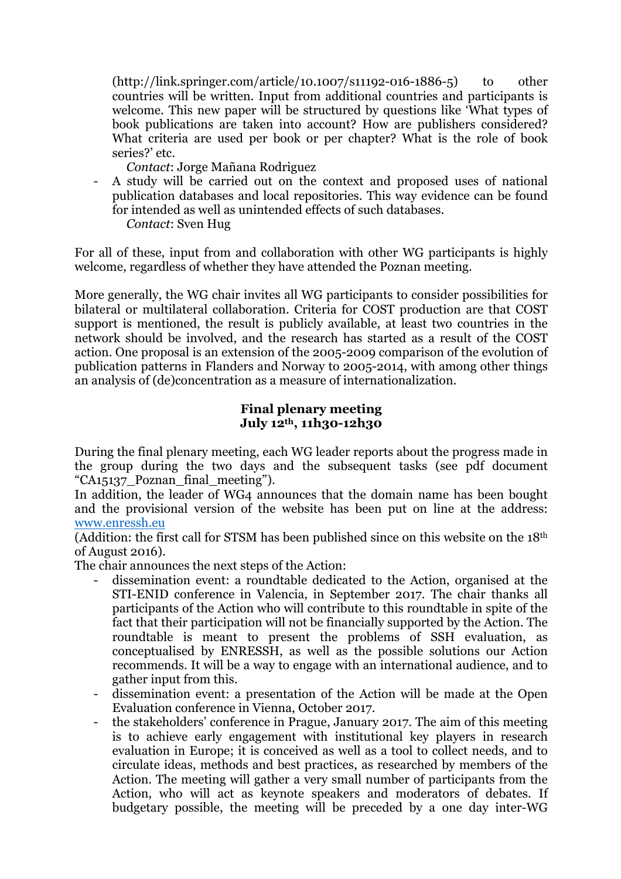(http://link.springer.com/article/10.1007/s11192-016-1886-5) to other countries will be written. Input from additional countries and participants is welcome. This new paper will be structured by questions like 'What types of book publications are taken into account? How are publishers considered? What criteria are used per book or per chapter? What is the role of book series?' etc.
  *Contact*: Jorge Mañana Rodriguez
- A study will be carried out on the context and proposed uses of national publication databases and local repositories. This way evidence can be found for intended as well as unintended effects of such databases.
  *Contact*: Sven Hug

For all of these, input from and collaboration with other WG participants is highly welcome, regardless of whether they have attended the Poznan meeting.

More generally, the WG chair invites all WG participants to consider possibilities for bilateral or multilateral collaboration. Criteria for COST production are that COST support is mentioned, the result is publicly available, at least two countries in the network should be involved, and the research has started as a result of the COST action. One proposal is an extension of the 2005-2009 comparison of the evolution of publication patterns in Flanders and Norway to 2005-2014, with among other things an analysis of (de)concentration as a measure of internationalization.

**Final plenary meeting**
**July 12th, 11h30-12h30**

During the final plenary meeting, each WG leader reports about the progress made in the group during the two days and the subsequent tasks (see pdf document "CA15137_Poznan_final_meeting").
In addition, the leader of WG4 announces that the domain name has been bought and the provisional version of the website has been put on line at the address: www.enressh.eu
(Addition: the first call for STSM has been published since on this website on the 18th of August 2016).
The chair announces the next steps of the Action:

- dissemination event: a roundtable dedicated to the Action, organised at the STI-ENID conference in Valencia, in September 2017. The chair thanks all participants of the Action who will contribute to this roundtable in spite of the fact that their participation will not be financially supported by the Action. The roundtable is meant to present the problems of SSH evaluation, as conceptualised by ENRESSH, as well as the possible solutions our Action recommends. It will be a way to engage with an international audience, and to gather input from this.
- dissemination event: a presentation of the Action will be made at the Open Evaluation conference in Vienna, October 2017.
- the stakeholders' conference in Prague, January 2017. The aim of this meeting is to achieve early engagement with institutional key players in research evaluation in Europe; it is conceived as well as a tool to collect needs, and to circulate ideas, methods and best practices, as researched by members of the Action. The meeting will gather a very small number of participants from the Action, who will act as keynote speakers and moderators of debates. If budgetary possible, the meeting will be preceded by a one day inter-WG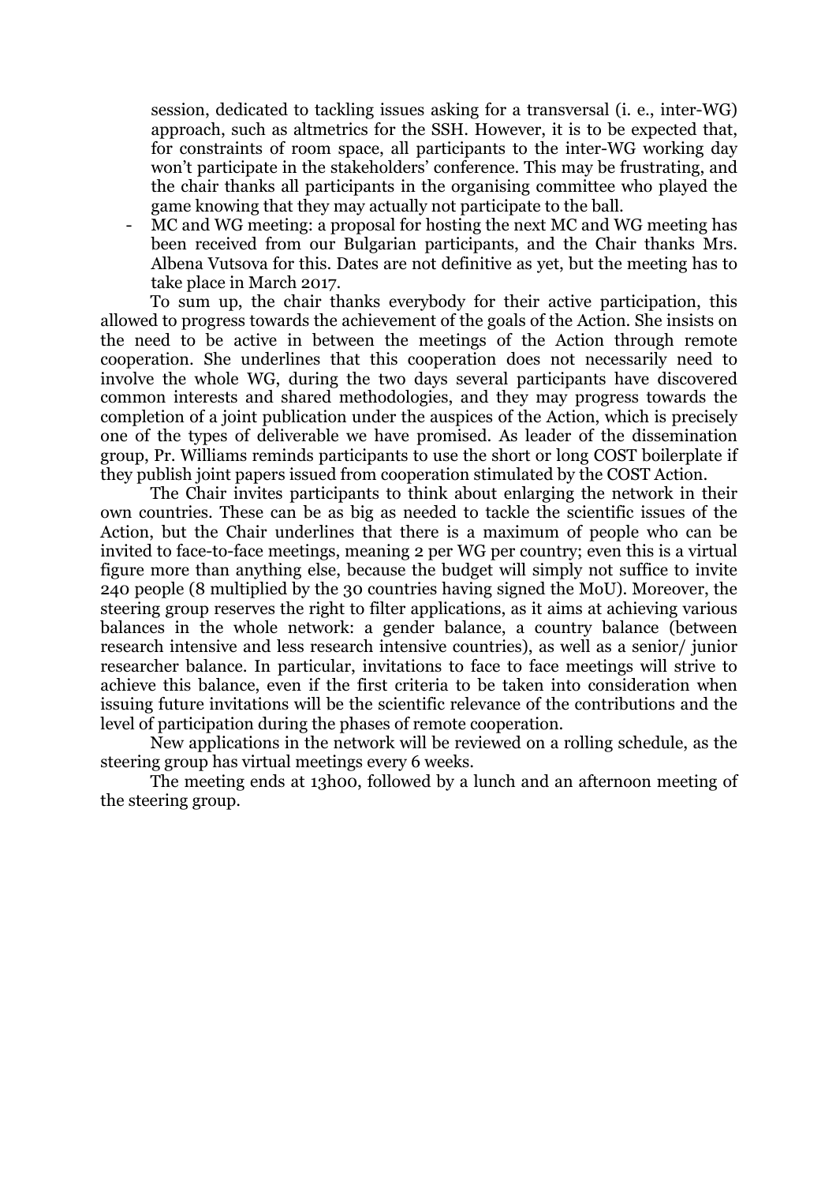session, dedicated to tackling issues asking for a transversal (i. e., inter-WG) approach, such as altmetrics for the SSH. However, it is to be expected that, for constraints of room space, all participants to the inter-WG working day won't participate in the stakeholders' conference. This may be frustrating, and the chair thanks all participants in the organising committee who played the game knowing that they may actually not participate to the ball.

- MC and WG meeting: a proposal for hosting the next MC and WG meeting has been received from our Bulgarian participants, and the Chair thanks Mrs. Albena Vutsova for this. Dates are not definitive as yet, but the meeting has to take place in March 2017.

To sum up, the chair thanks everybody for their active participation, this allowed to progress towards the achievement of the goals of the Action. She insists on the need to be active in between the meetings of the Action through remote cooperation. She underlines that this cooperation does not necessarily need to involve the whole WG, during the two days several participants have discovered common interests and shared methodologies, and they may progress towards the completion of a joint publication under the auspices of the Action, which is precisely one of the types of deliverable we have promised. As leader of the dissemination group, Pr. Williams reminds participants to use the short or long COST boilerplate if they publish joint papers issued from cooperation stimulated by the COST Action.

The Chair invites participants to think about enlarging the network in their own countries. These can be as big as needed to tackle the scientific issues of the Action, but the Chair underlines that there is a maximum of people who can be invited to face-to-face meetings, meaning 2 per WG per country; even this is a virtual figure more than anything else, because the budget will simply not suffice to invite 240 people (8 multiplied by the 30 countries having signed the MoU). Moreover, the steering group reserves the right to filter applications, as it aims at achieving various balances in the whole network: a gender balance, a country balance (between research intensive and less research intensive countries), as well as a senior/ junior researcher balance. In particular, invitations to face to face meetings will strive to achieve this balance, even if the first criteria to be taken into consideration when issuing future invitations will be the scientific relevance of the contributions and the level of participation during the phases of remote cooperation.

New applications in the network will be reviewed on a rolling schedule, as the steering group has virtual meetings every 6 weeks.

The meeting ends at 13h00, followed by a lunch and an afternoon meeting of the steering group.